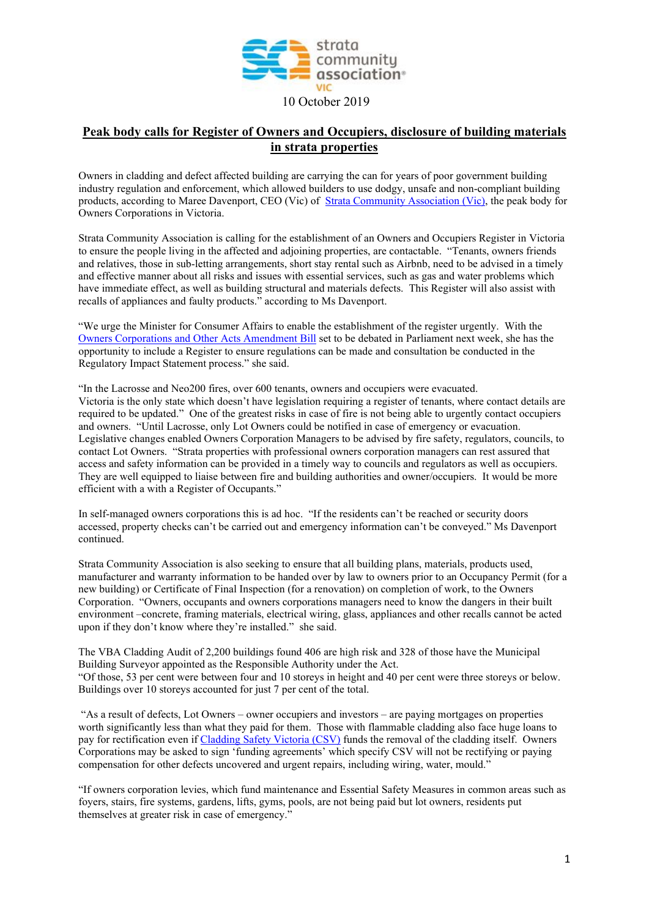strata community association® VIC

10 October 2019

# Peak body calls for Register of Owners and Occupiers, disclosure of building materials in strata properties

Owners in cladding and defect affected building are carrying the can for years of poor government building industry regulation and enforcement, which allowed builders to use dodgy, unsafe and non-compliant building products, according to Maree Davenport, CEO (Vic) of Strata Community Association (Vic), the peak body for Owners Corporations in Victoria.

Strata Community Association is calling for the establishment of an Owners and Occupiers Register in Victoria to ensure the people living in the affected and adjoining properties, are contactable. "Tenants, owners friends and relatives, those in sub-letting arrangements, short stay rental such as Airbnb, need to be advised in a timely and effective manner about all risks and issues with essential services, such as gas and water problems which have immediate effect, as well as building structural and materials defects. This Register will also assist with recalls of appliances and faulty products." according to Ms Davenport.

"We urge the Minister for Consumer Affairs to enable the establishment of the register urgently. With the Owners Corporations and Other Acts Amendment Bill set to be debated in Parliament next week, she has the opportunity to include a Register to ensure regulations can be made and consultation be conducted in the Regulatory Impact Statement process." she said.

"In the Lacrosse and Neo200 fires, over 600 tenants, owners and occupiers were evacuated.
Victoria is the only state which doesn't have legislation requiring a register of tenants, where contact details are required to be updated." One of the greatest risks in case of fire is not being able to urgently contact occupiers and owners. "Until Lacrosse, only Lot Owners could be notified in case of emergency or evacuation. Legislative changes enabled Owners Corporation Managers to be advised by fire safety, regulators, councils, to contact Lot Owners. "Strata properties with professional owners corporation managers can rest assured that access and safety information can be provided in a timely way to councils and regulators as well as occupiers. They are well equipped to liaise between fire and building authorities and owner/occupiers. It would be more efficient with a with a Register of Occupants."

In self-managed owners corporations this is ad hoc. "If the residents can't be reached or security doors accessed, property checks can't be carried out and emergency information can't be conveyed." Ms Davenport continued.

Strata Community Association is also seeking to ensure that all building plans, materials, products used, manufacturer and warranty information to be handed over by law to owners prior to an Occupancy Permit (for a new building) or Certificate of Final Inspection (for a renovation) on completion of work, to the Owners Corporation. "Owners, occupants and owners corporations managers need to know the dangers in their built environment –concrete, framing materials, electrical wiring, glass, appliances and other recalls cannot be acted upon if they don't know where they're installed." she said.

The VBA Cladding Audit of 2,200 buildings found 406 are high risk and 328 of those have the Municipal Building Surveyor appointed as the Responsible Authority under the Act.
"Of those, 53 per cent were between four and 10 storeys in height and 40 per cent were three storeys or below. Buildings over 10 storeys accounted for just 7 per cent of the total.

"As a result of defects, Lot Owners – owner occupiers and investors – are paying mortgages on properties worth significantly less than what they paid for them. Those with flammable cladding also face huge loans to pay for rectification even if Cladding Safety Victoria (CSV) funds the removal of the cladding itself. Owners Corporations may be asked to sign 'funding agreements' which specify CSV will not be rectifying or paying compensation for other defects uncovered and urgent repairs, including wiring, water, mould."

"If owners corporation levies, which fund maintenance and Essential Safety Measures in common areas such as foyers, stairs, fire systems, gardens, lifts, gyms, pools, are not being paid but lot owners, residents put themselves at greater risk in case of emergency."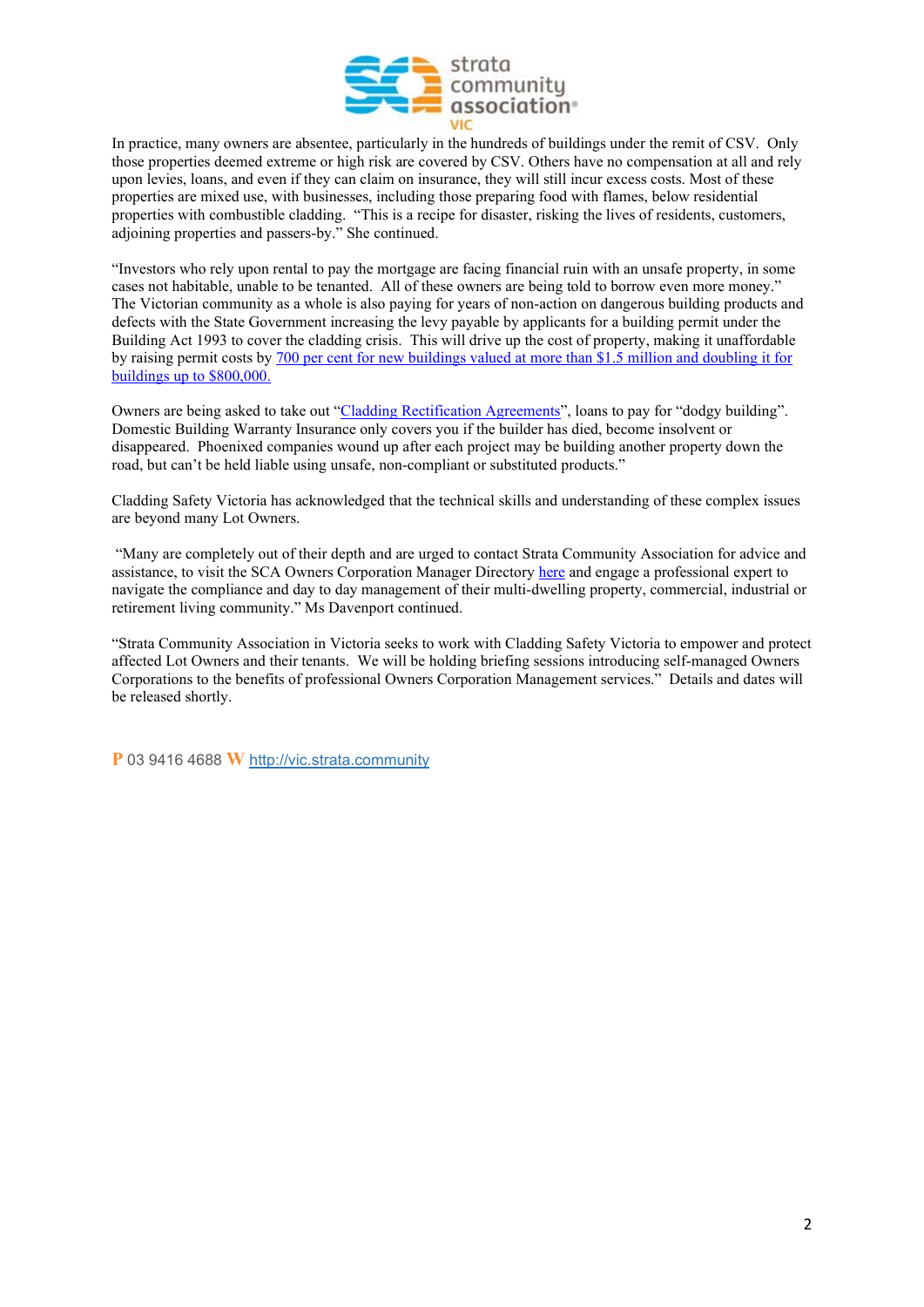In practice, many owners are absentee, particularly in the hundreds of buildings under the remit of CSV. Only those properties deemed extreme or high risk are covered by CSV. Others have no compensation at all and rely upon levies, loans, and even if they can claim on insurance, they will still incur excess costs. Most of these properties are mixed use, with businesses, including those preparing food with flames, below residential properties with combustible cladding. "This is a recipe for disaster, risking the lives of residents, customers, adjoining properties and passers-by." She continued.

"Investors who rely upon rental to pay the mortgage are facing financial ruin with an unsafe property, in some cases not habitable, unable to be tenanted. All of these owners are being told to borrow even more money." The Victorian community as a whole is also paying for years of non-action on dangerous building products and defects with the State Government increasing the levy payable by applicants for a building permit under the Building Act 1993 to cover the cladding crisis. This will drive up the cost of property, making it unaffordable by raising permit costs by 700 per cent for new buildings valued at more than $1.5 million and doubling it for buildings up to $800,000.

Owners are being asked to take out "Cladding Rectification Agreements", loans to pay for "dodgy building". Domestic Building Warranty Insurance only covers you if the builder has died, become insolvent or disappeared. Phoenixed companies wound up after each project may be building another property down the road, but can't be held liable using unsafe, non-compliant or substituted products."

Cladding Safety Victoria has acknowledged that the technical skills and understanding of these complex issues are beyond many Lot Owners.

"Many are completely out of their depth and are urged to contact Strata Community Association for advice and assistance, to visit the SCA Owners Corporation Manager Directory here and engage a professional expert to navigate the compliance and day to day management of their multi-dwelling property, commercial, industrial or retirement living community." Ms Davenport continued.

"Strata Community Association in Victoria seeks to work with Cladding Safety Victoria to empower and protect affected Lot Owners and their tenants. We will be holding briefing sessions introducing self-managed Owners Corporations to the benefits of professional Owners Corporation Management services." Details and dates will be released shortly.

**P** 03 9416 4688 **W** http://vic.strata.community